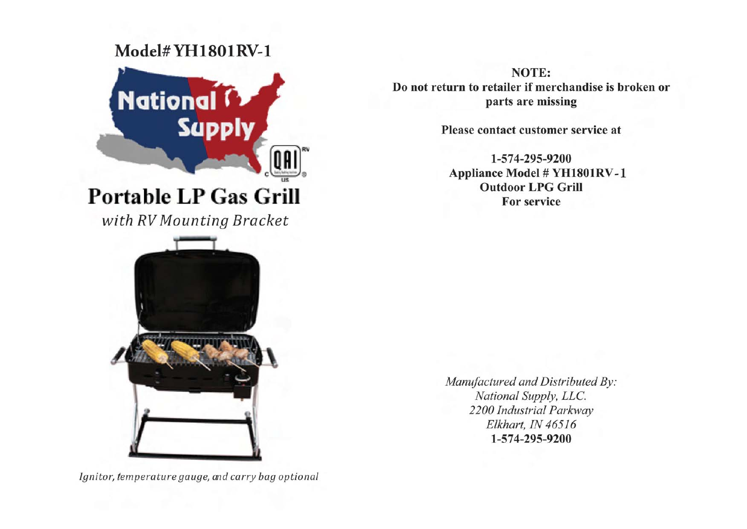# Model# YH1801RV-1

National Supply

# Portable LP Gas Grill

*with RV Mounting Bracket*

*Ignitor, temperature gauge, and carry bag optional*

**NOTE:**
**Do not return to retailer if merchandise is broken or parts are missing**

**Please contact customer service at**

**1-574-295-9200**
**Appliance Model # YH1801RV-1**
**Outdoor LPG Grill**
**For service**

*Manufactured and Distributed By:*
*National Supply, LLC.*
*2200 Industrial Parkway*
*Elkhart, IN 46516*
**1-574-295-9200**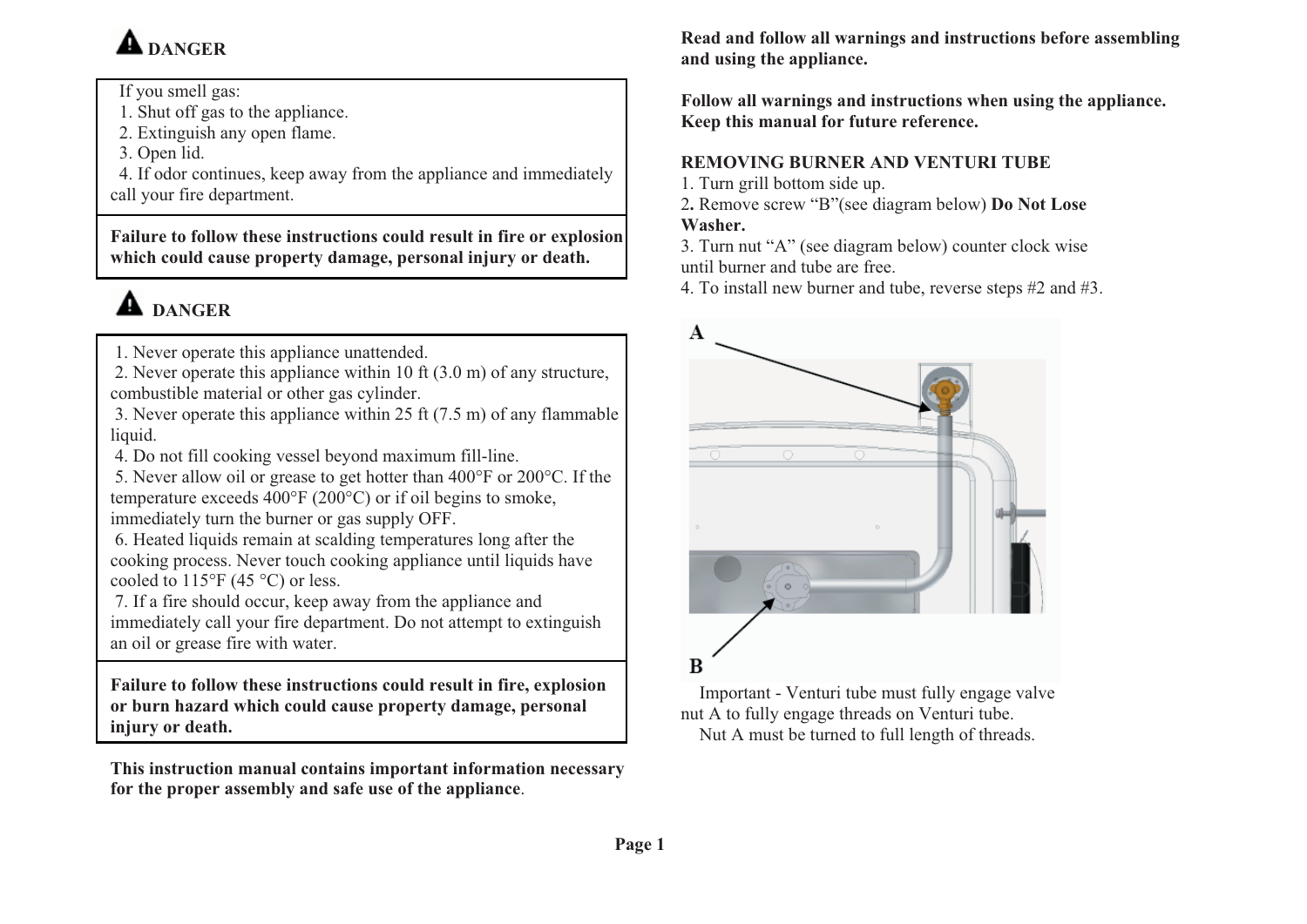## ⚠ DANGER

If you smell gas:
1. Shut off gas to the appliance.
2. Extinguish any open flame.
3. Open lid.
4. If odor continues, keep away from the appliance and immediately call your fire department.

**Failure to follow these instructions could result in fire or explosion which could cause property damage, personal injury or death.**

## ⚠ DANGER

1. Never operate this appliance unattended.
2. Never operate this appliance within 10 ft (3.0 m) of any structure, combustible material or other gas cylinder.
3. Never operate this appliance within 25 ft (7.5 m) of any flammable liquid.
4. Do not fill cooking vessel beyond maximum fill-line.
5. Never allow oil or grease to get hotter than 400°F or 200°C. If the temperature exceeds 400°F (200°C) or if oil begins to smoke, immediately turn the burner or gas supply OFF.
6. Heated liquids remain at scalding temperatures long after the cooking process. Never touch cooking appliance until liquids have cooled to 115°F (45 °C) or less.
7. If a fire should occur, keep away from the appliance and immediately call your fire department. Do not attempt to extinguish an oil or grease fire with water.

**Failure to follow these instructions could result in fire, explosion or burn hazard which could cause property damage, personal injury or death.**

**This instruction manual contains important information necessary for the proper assembly and safe use of the appliance**.

**Read and follow all warnings and instructions before assembling and using the appliance.**

**Follow all warnings and instructions when using the appliance. Keep this manual for future reference.**

### REMOVING BURNER AND VENTURI TUBE

1. Turn grill bottom side up.
2. Remove screw "B"(see diagram below) **Do Not Lose Washer.**
3. Turn nut "A" (see diagram below) counter clock wise until burner and tube are free.
4. To install new burner and tube, reverse steps #2 and #3.

A

B

Important - Venturi tube must fully engage valve nut A to fully engage threads on Venturi tube.
Nut A must be turned to full length of threads.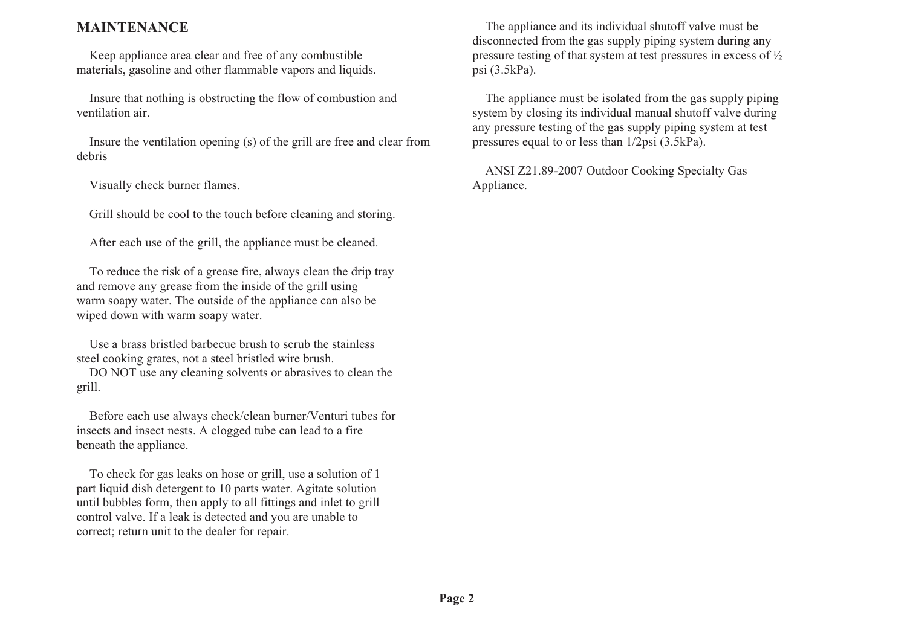## MAINTENANCE

Keep appliance area clear and free of any combustible materials, gasoline and other flammable vapors and liquids.

Insure that nothing is obstructing the flow of combustion and ventilation air.

Insure the ventilation opening (s) of the grill are free and clear from debris

Visually check burner flames.

Grill should be cool to the touch before cleaning and storing.

After each use of the grill, the appliance must be cleaned.

To reduce the risk of a grease fire, always clean the drip tray and remove any grease from the inside of the grill using warm soapy water. The outside of the appliance can also be wiped down with warm soapy water.

Use a brass bristled barbecue brush to scrub the stainless steel cooking grates, not a steel bristled wire brush.
DO NOT use any cleaning solvents or abrasives to clean the grill.

Before each use always check/clean burner/Venturi tubes for insects and insect nests. A clogged tube can lead to a fire beneath the appliance.

To check for gas leaks on hose or grill, use a solution of 1 part liquid dish detergent to 10 parts water. Agitate solution until bubbles form, then apply to all fittings and inlet to grill control valve. If a leak is detected and you are unable to correct; return unit to the dealer for repair.

The appliance and its individual shutoff valve must be disconnected from the gas supply piping system during any pressure testing of that system at test pressures in excess of ½ psi (3.5kPa).

The appliance must be isolated from the gas supply piping system by closing its individual manual shutoff valve during any pressure testing of the gas supply piping system at test pressures equal to or less than 1/2psi (3.5kPa).

ANSI Z21.89-2007 Outdoor Cooking Specialty Gas Appliance.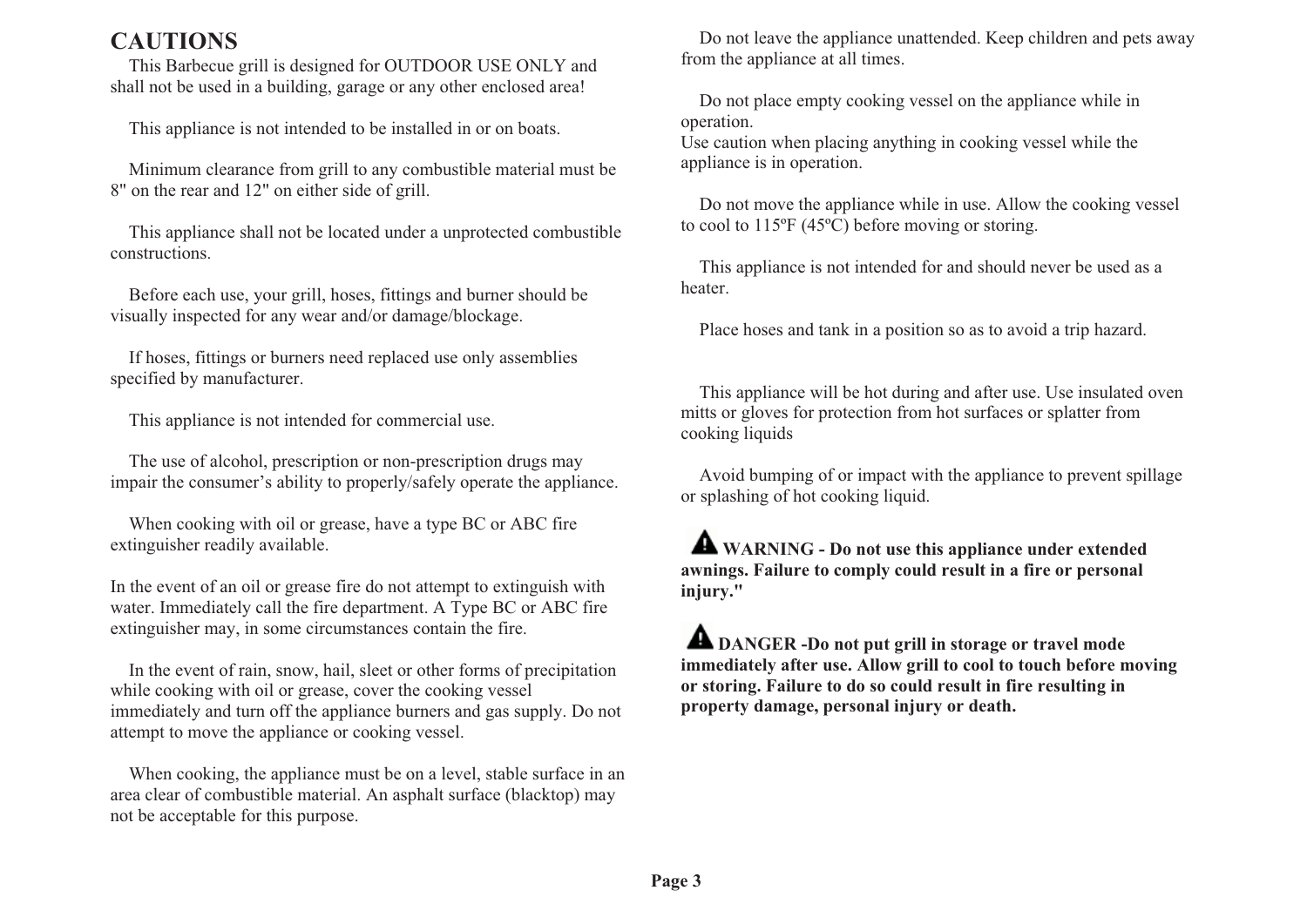# CAUTIONS

This Barbecue grill is designed for OUTDOOR USE ONLY and shall not be used in a building, garage or any other enclosed area!

This appliance is not intended to be installed in or on boats.

Minimum clearance from grill to any combustible material must be 8" on the rear and 12" on either side of grill.

This appliance shall not be located under a unprotected combustible constructions.

Before each use, your grill, hoses, fittings and burner should be visually inspected for any wear and/or damage/blockage.

If hoses, fittings or burners need replaced use only assemblies specified by manufacturer.

This appliance is not intended for commercial use.

The use of alcohol, prescription or non-prescription drugs may impair the consumer's ability to properly/safely operate the appliance.

When cooking with oil or grease, have a type BC or ABC fire extinguisher readily available.

In the event of an oil or grease fire do not attempt to extinguish with water. Immediately call the fire department. A Type BC or ABC fire extinguisher may, in some circumstances contain the fire.

In the event of rain, snow, hail, sleet or other forms of precipitation while cooking with oil or grease, cover the cooking vessel immediately and turn off the appliance burners and gas supply. Do not attempt to move the appliance or cooking vessel.

When cooking, the appliance must be on a level, stable surface in an area clear of combustible material. An asphalt surface (blacktop) may not be acceptable for this purpose.

Do not leave the appliance unattended. Keep children and pets away from the appliance at all times.

Do not place empty cooking vessel on the appliance while in operation.
Use caution when placing anything in cooking vessel while the appliance is in operation.

Do not move the appliance while in use. Allow the cooking vessel to cool to 115ºF (45ºC) before moving or storing.

This appliance is not intended for and should never be used as a heater.

Place hoses and tank in a position so as to avoid a trip hazard.

This appliance will be hot during and after use. Use insulated oven mitts or gloves for protection from hot surfaces or splatter from cooking liquids

Avoid bumping of or impact with the appliance to prevent spillage or splashing of hot cooking liquid.

**⚠ WARNING - Do not use this appliance under extended awnings. Failure to comply could result in a fire or personal injury."**

**⚠ DANGER -Do not put grill in storage or travel mode immediately after use. Allow grill to cool to touch before moving or storing. Failure to do so could result in fire resulting in property damage, personal injury or death.**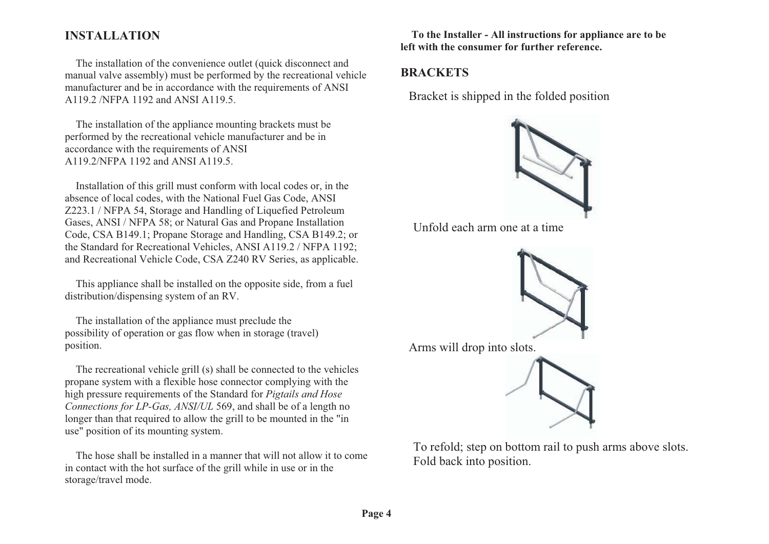## INSTALLATION

The installation of the convenience outlet (quick disconnect and manual valve assembly) must be performed by the recreational vehicle manufacturer and be in accordance with the requirements of ANSI A119.2 /NFPA 1192 and ANSI A119.5.

The installation of the appliance mounting brackets must be performed by the recreational vehicle manufacturer and be in accordance with the requirements of ANSI A119.2/NFPA 1192 and ANSI A119.5.

Installation of this grill must conform with local codes or, in the absence of local codes, with the National Fuel Gas Code, ANSI Z223.1 / NFPA 54, Storage and Handling of Liquefied Petroleum Gases, ANSI / NFPA 58; or Natural Gas and Propane Installation Code, CSA B149.1; Propane Storage and Handling, CSA B149.2; or the Standard for Recreational Vehicles, ANSI A119.2 / NFPA 1192; and Recreational Vehicle Code, CSA Z240 RV Series, as applicable.

This appliance shall be installed on the opposite side, from a fuel distribution/dispensing system of an RV.

The installation of the appliance must preclude the possibility of operation or gas flow when in storage (travel) position.

The recreational vehicle grill (s) shall be connected to the vehicles propane system with a flexible hose connector complying with the high pressure requirements of the Standard for *Pigtails and Hose Connections for LP-Gas, ANSI/UL* 569, and shall be of a length no longer than that required to allow the grill to be mounted in the "in use" position of its mounting system.

The hose shall be installed in a manner that will not allow it to come in contact with the hot surface of the grill while in use or in the storage/travel mode.

**To the Installer - All instructions for appliance are to be left with the consumer for further reference.**

## BRACKETS

Bracket is shipped in the folded position

Unfold each arm one at a time

Arms will drop into slots.

To refold; step on bottom rail to push arms above slots. Fold back into position.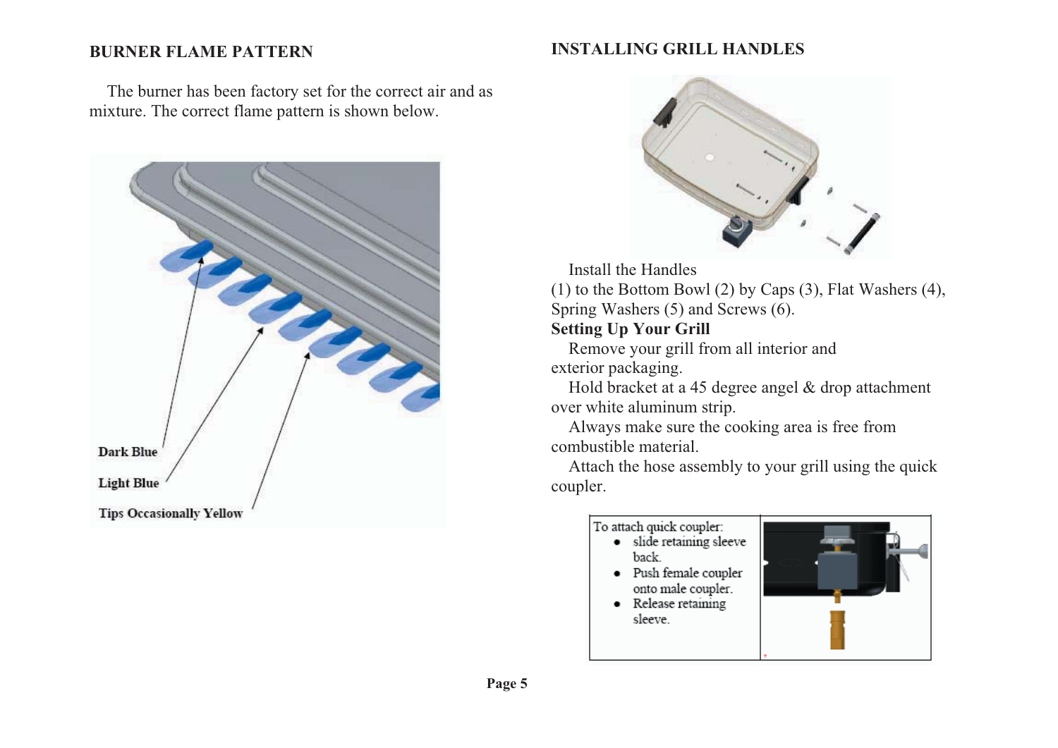## BURNER FLAME PATTERN

The burner has been factory set for the correct air and as mixture. The correct flame pattern is shown below.

Dark Blue

Light Blue

Tips Occasionally Yellow

## INSTALLING GRILL HANDLES

Install the Handles (1) to the Bottom Bowl (2) by Caps (3), Flat Washers (4), Spring Washers (5) and Screws (6).

**Setting Up Your Grill**

Remove your grill from all interior and exterior packaging.

Hold bracket at a 45 degree angel & drop attachment over white aluminum strip.

Always make sure the cooking area is free from combustible material.

Attach the hose assembly to your grill using the quick coupler.

To attach quick coupler:

- slide retaining sleeve back.
- Push female coupler onto male coupler.
- Release retaining sleeve.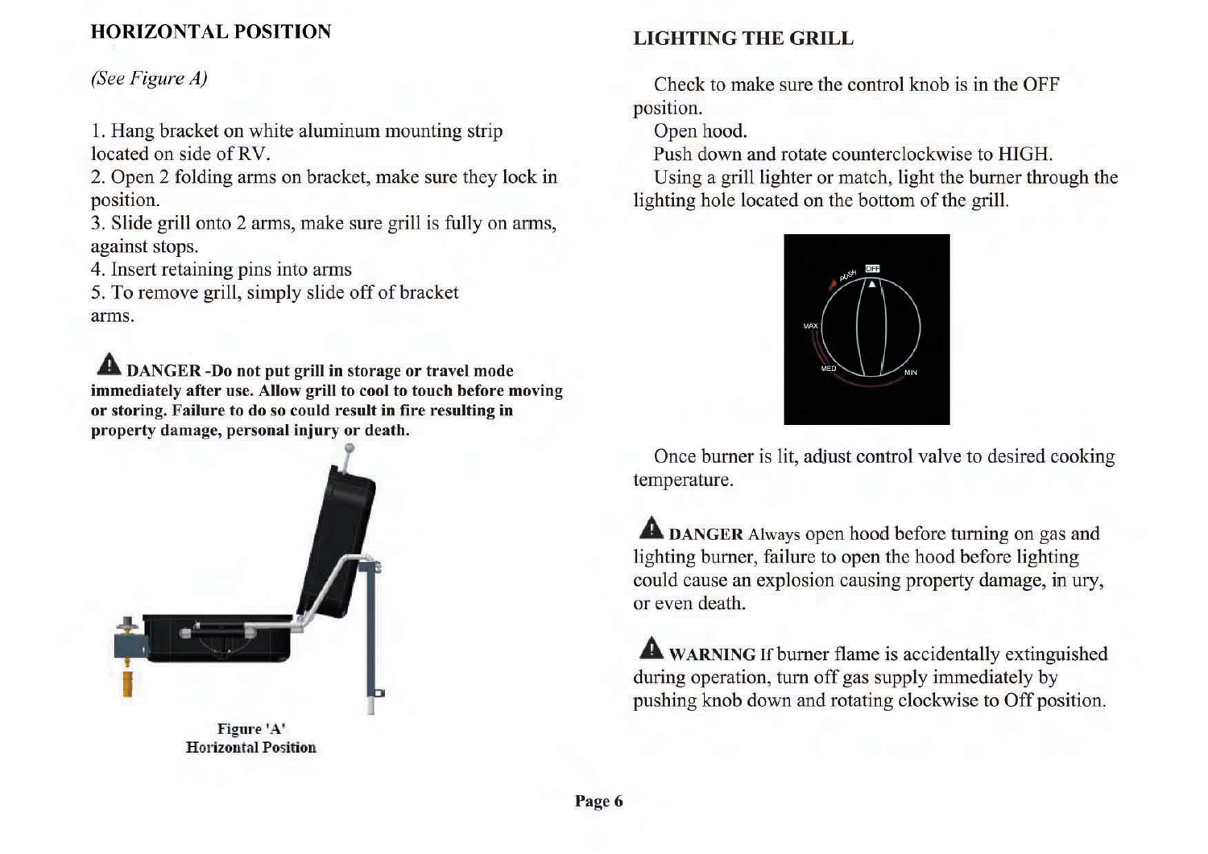## HORIZONTAL POSITION

*(See Figure A)*

1. Hang bracket on white aluminum mounting strip located on side of RV.
2. Open 2 folding arms on bracket, make sure they lock in position.
3. Slide grill onto 2 arms, make sure grill is fully on arms, against stops.
4. Insert retaining pins into arms
5. To remove grill, simply slide off of bracket arms.

**⚠ DANGER -Do not put grill in storage or travel mode immediately after use. Allow grill to cool to touch before moving or storing. Failure to do so could result in fire resulting in property damage, personal injury or death.**

**Figure 'A'**
**Horizontal Position**

## LIGHTING THE GRILL

Check to make sure the control knob is in the OFF position.

Open hood.

Push down and rotate counterclockwise to HIGH.

Using a grill lighter or match, light the burner through the lighting hole located on the bottom of the grill.

Once burner is lit, adjust control valve to desired cooking temperature.

⚠ **DANGER** Always open hood before turning on gas and lighting burner, failure to open the hood before lighting could cause an explosion causing property damage, in ury, or even death.

⚠ **WARNING** If burner flame is accidentally extinguished during operation, turn off gas supply immediately by pushing knob down and rotating clockwise to Off position.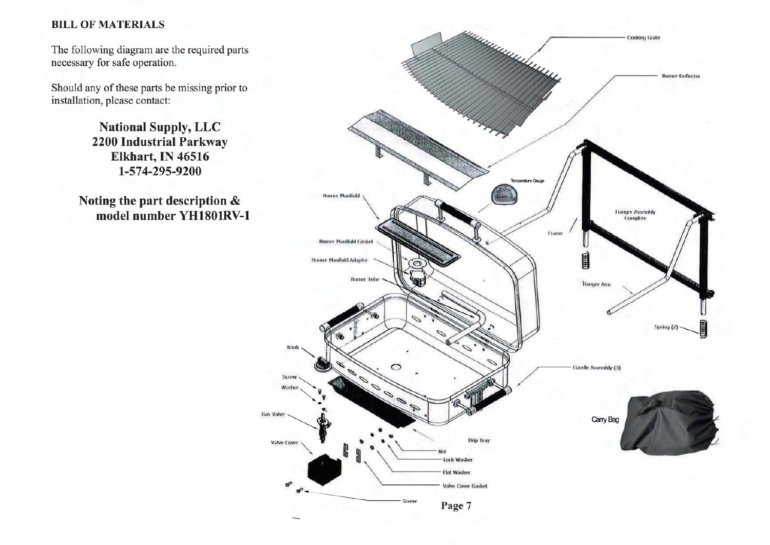## BILL OF MATERIALS

The following diagram are the required parts necessary for safe operation.

Should any of these parts be missing prior to installation, please contact:

**National Supply, LLC**
**2200 Industrial Parkway**
**Elkhart, IN 46516**
**1-574-295-9200**

**Noting the part description & model number YH1801RV-1**

Cooking Grate
Burner Deflector
Temperature Gauge
Burner Manifold
Burner Manifold Gasket
Burner Manifold Adapter
Burner Tube
Frame
Hanger Assembly Complete
Hanger Arm
Spring (2)
Handle Assembly (3)
Knob
Screw
Washer
Gas Valve
Valve Cover
Drip Tray
Nut
Lock Washer
Flat Washer
Valve Cover Gasket
Screw
Carry Bag